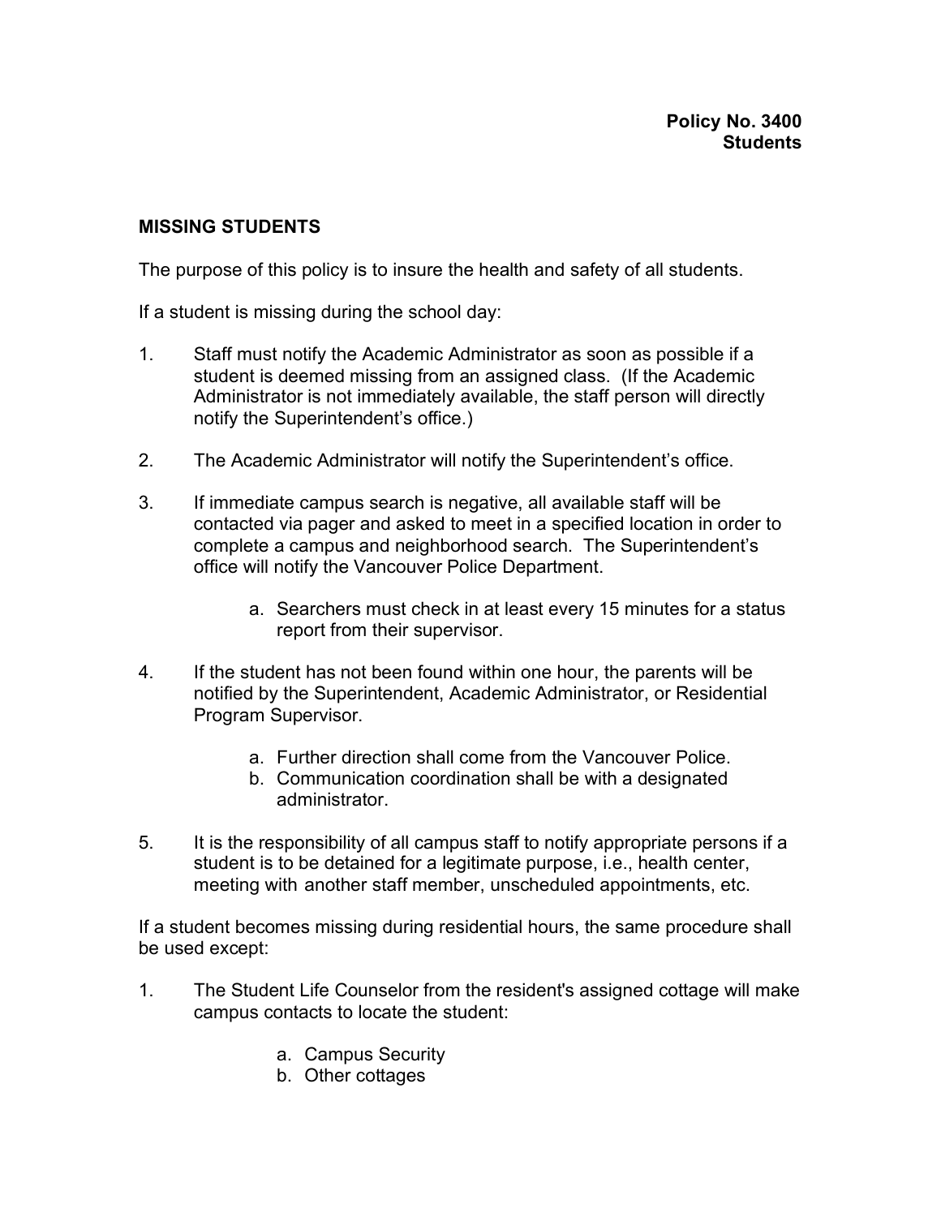**Policy No. 3400**
**Students**

## MISSING STUDENTS

The purpose of this policy is to insure the health and safety of all students.

If a student is missing during the school day:

1. Staff must notify the Academic Administrator as soon as possible if a student is deemed missing from an assigned class. (If the Academic Administrator is not immediately available, the staff person will directly notify the Superintendent's office.)

2. The Academic Administrator will notify the Superintendent's office.

3. If immediate campus search is negative, all available staff will be contacted via pager and asked to meet in a specified location in order to complete a campus and neighborhood search. The Superintendent's office will notify the Vancouver Police Department.

   a. Searchers must check in at least every 15 minutes for a status report from their supervisor.

4. If the student has not been found within one hour, the parents will be notified by the Superintendent, Academic Administrator, or Residential Program Supervisor.

   a. Further direction shall come from the Vancouver Police.
   b. Communication coordination shall be with a designated administrator.

5. It is the responsibility of all campus staff to notify appropriate persons if a student is to be detained for a legitimate purpose, i.e., health center, meeting with another staff member, unscheduled appointments, etc.

If a student becomes missing during residential hours, the same procedure shall be used except:

1. The Student Life Counselor from the resident's assigned cottage will make campus contacts to locate the student:

   a. Campus Security
   b. Other cottages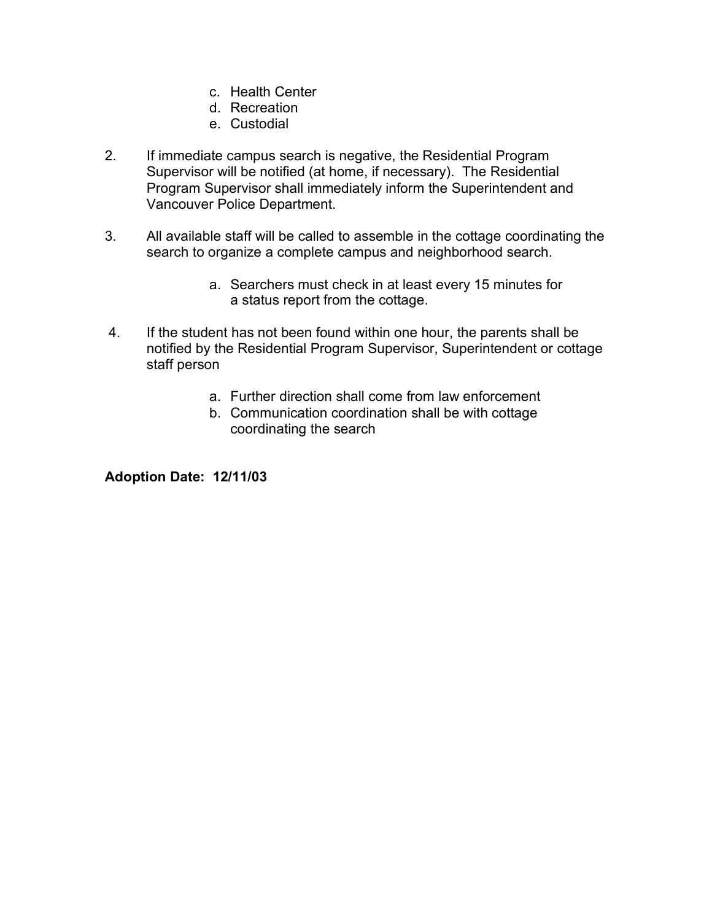c. Health Center
   d. Recreation
   e. Custodial

2. If immediate campus search is negative, the Residential Program Supervisor will be notified (at home, if necessary). The Residential Program Supervisor shall immediately inform the Superintendent and Vancouver Police Department.

3. All available staff will be called to assemble in the cottage coordinating the search to organize a complete campus and neighborhood search.

   a. Searchers must check in at least every 15 minutes for a status report from the cottage.

4. If the student has not been found within one hour, the parents shall be notified by the Residential Program Supervisor, Superintendent or cottage staff person

   a. Further direction shall come from law enforcement
   b. Communication coordination shall be with cottage coordinating the search

**Adoption Date: 12/11/03**